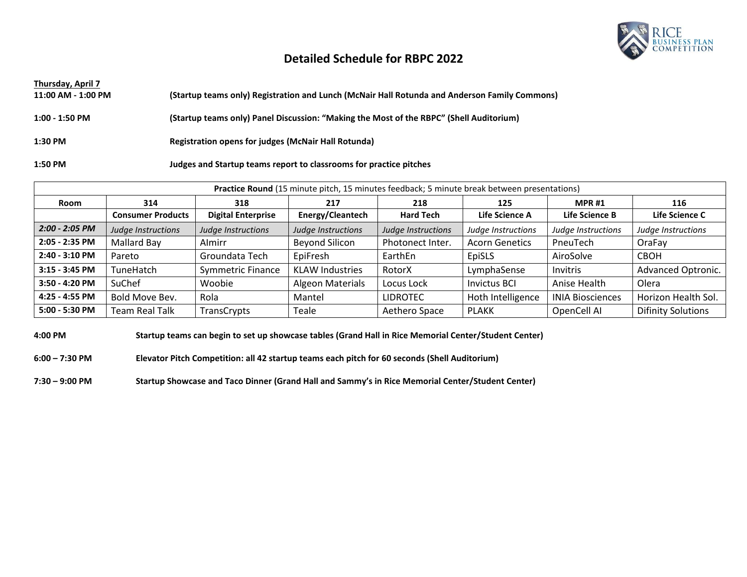# Detailed Schedule for RBPC 2022

**Thursday, April 7**

**11:00 AM - 1:00 PM** **(Startup teams only) Registration and Lunch (McNair Hall Rotunda and Anderson Family Commons)**

**1:00 - 1:50 PM** **(Startup teams only) Panel Discussion: "Making the Most of the RBPC" (Shell Auditorium)**

**1:30 PM** **Registration opens for judges (McNair Hall Rotunda)**

**1:50 PM** **Judges and Startup teams report to classrooms for practice pitches**

| **Practice Round** (15 minute pitch, 15 minutes feedback; 5 minute break between presentations) | | | | | | | |
|---|---|---|---|---|---|---|---|
| **Room** | **314** | **318** | **217** | **218** | **125** | **MPR #1** | **116** |
| | **Consumer Products** | **Digital Enterprise** | **Energy/Cleantech** | **Hard Tech** | **Life Science A** | **Life Science B** | **Life Science C** |
| ***2:00 - 2:05 PM*** | *Judge Instructions* | *Judge Instructions* | *Judge Instructions* | *Judge Instructions* | *Judge Instructions* | *Judge Instructions* | *Judge Instructions* |
| **2:05 - 2:35 PM** | Mallard Bay | AImirr | Beyond Silicon | Photonect Inter. | Acorn Genetics | PneuTech | OraFay |
| **2:40 - 3:10 PM** | Pareto | Groundata Tech | EpiFresh | EarthEn | EpiSLS | AiroSolve | CBOH |
| **3:15 - 3:45 PM** | TuneHatch | Symmetric Finance | KLAW Industries | RotorX | LymphaSense | Invitris | Advanced Optronic. |
| **3:50 - 4:20 PM** | SuChef | Woobie | Algeon Materials | Locus Lock | Invictus BCI | Anise Health | Olera |
| **4:25 - 4:55 PM** | Bold Move Bev. | Rola | Mantel | LIDROTEC | Hoth Intelligence | INIA Biosciences | Horizon Health Sol. |
| **5:00 - 5:30 PM** | Team Real Talk | TransCrypts | Teale | Aethero Space | PLAKK | OpenCell AI | Difinity Solutions |

**4:00 PM** **Startup teams can begin to set up showcase tables (Grand Hall in Rice Memorial Center/Student Center)**

**6:00 – 7:30 PM** **Elevator Pitch Competition: all 42 startup teams each pitch for 60 seconds (Shell Auditorium)**

**7:30 – 9:00 PM** **Startup Showcase and Taco Dinner (Grand Hall and Sammy's in Rice Memorial Center/Student Center)**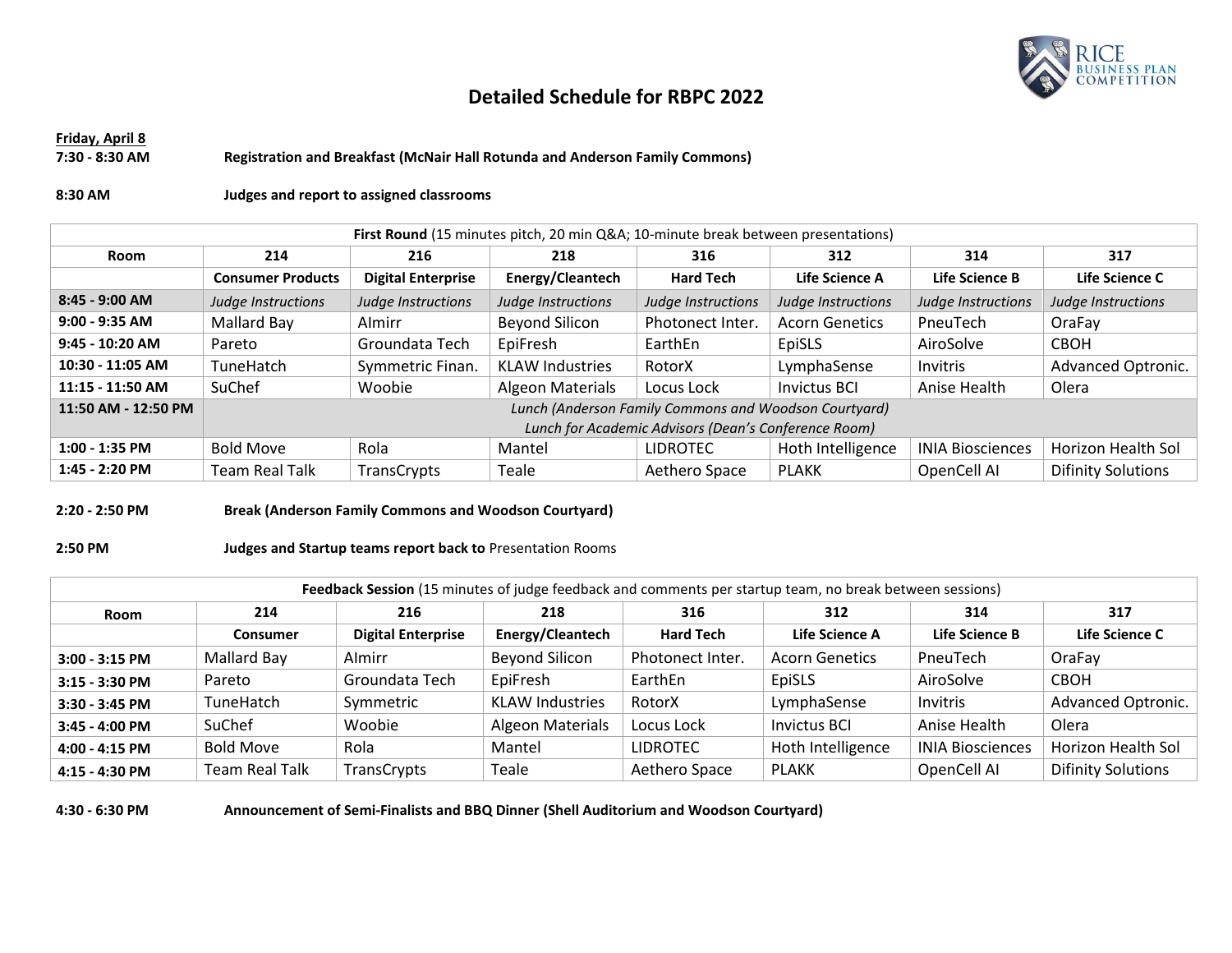# Detailed Schedule for RBPC 2022

**Friday, April 8**

**7:30 - 8:30 AM** **Registration and Breakfast (McNair Hall Rotunda and Anderson Family Commons)**

**8:30 AM** **Judges and report to assigned classrooms**

| **First Round** (15 minutes pitch, 20 min Q&A; 10-minute break between presentations) | | | | | | | |
|---|---|---|---|---|---|---|---|
| **Room** | **214** | **216** | **218** | **316** | **312** | **314** | **317** |
| | **Consumer Products** | **Digital Enterprise** | **Energy/Cleantech** | **Hard Tech** | **Life Science A** | **Life Science B** | **Life Science C** |
| **8:45 - 9:00 AM** | *Judge Instructions* | *Judge Instructions* | *Judge Instructions* | *Judge Instructions* | *Judge Instructions* | *Judge Instructions* | *Judge Instructions* |
| **9:00 - 9:35 AM** | Mallard Bay | AImirr | Beyond Silicon | Photonect Inter. | Acorn Genetics | PneuTech | OraFay |
| **9:45 - 10:20 AM** | Pareto | Groundata Tech | EpiFresh | EarthEn | EpiSLS | AiroSolve | CBOH |
| **10:30 - 11:05 AM** | TuneHatch | Symmetric Finan. | KLAW Industries | RotorX | LymphaSense | Invitris | Advanced Optronic. |
| **11:15 - 11:50 AM** | SuChef | Woobie | Algeon Materials | Locus Lock | Invictus BCI | Anise Health | Olera |
| **11:50 AM - 12:50 PM** | *Lunch (Anderson Family Commons and Woodson Courtyard)* *Lunch for Academic Advisors (Dean's Conference Room)* | | | | | | |
| **1:00 - 1:35 PM** | Bold Move | Rola | Mantel | LIDROTEC | Hoth Intelligence | INIA Biosciences | Horizon Health Sol |
| **1:45 - 2:20 PM** | Team Real Talk | TransCrypts | Teale | Aethero Space | PLAKK | OpenCell AI | Difinity Solutions |

**2:20 - 2:50 PM** **Break (Anderson Family Commons and Woodson Courtyard)**

**2:50 PM** **Judges and Startup teams report back to** Presentation Rooms

| **Feedback Session** (15 minutes of judge feedback and comments per startup team, no break between sessions) | | | | | | | |
|---|---|---|---|---|---|---|---|
| **Room** | **214** | **216** | **218** | **316** | **312** | **314** | **317** |
| | **Consumer** | **Digital Enterprise** | **Energy/Cleantech** | **Hard Tech** | **Life Science A** | **Life Science B** | **Life Science C** |
| **3:00 - 3:15 PM** | Mallard Bay | AImirr | Beyond Silicon | Photonect Inter. | Acorn Genetics | PneuTech | OraFay |
| **3:15 - 3:30 PM** | Pareto | Groundata Tech | EpiFresh | EarthEn | EpiSLS | AiroSolve | CBOH |
| **3:30 - 3:45 PM** | TuneHatch | Symmetric | KLAW Industries | RotorX | LymphaSense | Invitris | Advanced Optronic. |
| **3:45 - 4:00 PM** | SuChef | Woobie | Algeon Materials | Locus Lock | Invictus BCI | Anise Health | Olera |
| **4:00 - 4:15 PM** | Bold Move | Rola | Mantel | LIDROTEC | Hoth Intelligence | INIA Biosciences | Horizon Health Sol |
| **4:15 - 4:30 PM** | Team Real Talk | TransCrypts | Teale | Aethero Space | PLAKK | OpenCell AI | Difinity Solutions |

**4:30 - 6:30 PM** **Announcement of Semi-Finalists and BBQ Dinner (Shell Auditorium and Woodson Courtyard)**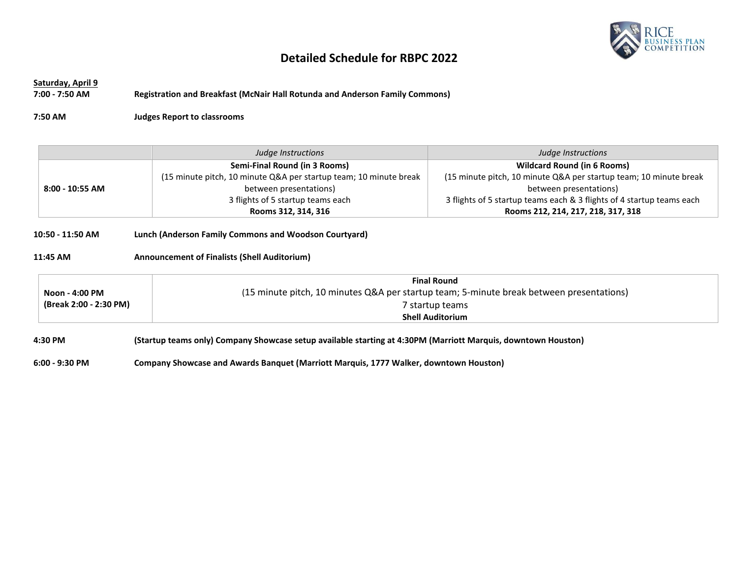# Detailed Schedule for RBPC 2022

**Saturday, April 9**

**7:00 - 7:50 AM** **Registration and Breakfast (McNair Hall Rotunda and Anderson Family Commons)**

**7:50 AM** **Judges Report to classrooms**

| | *Judge Instructions* | *Judge Instructions* |
|---|---|---|
| **8:00 - 10:55 AM** | **Semi-Final Round (in 3 Rooms)**<br>(15 minute pitch, 10 minute Q&A per startup team; 10 minute break between presentations)<br>3 flights of 5 startup teams each<br>**Rooms 312, 314, 316** | **Wildcard Round (in 6 Rooms)**<br>(15 minute pitch, 10 minute Q&A per startup team; 10 minute break between presentations)<br>3 flights of 5 startup teams each & 3 flights of 4 startup teams each<br>**Rooms 212, 214, 217, 218, 317, 318** |

**10:50 - 11:50 AM** **Lunch (Anderson Family Commons and Woodson Courtyard)**

**11:45 AM** **Announcement of Finalists (Shell Auditorium)**

| | |
|---|---|
| **Noon - 4:00 PM**<br>**(Break 2:00 - 2:30 PM)** | **Final Round**<br>(15 minute pitch, 10 minutes Q&A per startup team; 5-minute break between presentations)<br>7 startup teams<br>**Shell Auditorium** |

**4:30 PM** **(Startup teams only) Company Showcase setup available starting at 4:30PM (Marriott Marquis, downtown Houston)**

**6:00 - 9:30 PM** **Company Showcase and Awards Banquet (Marriott Marquis, 1777 Walker, downtown Houston)**